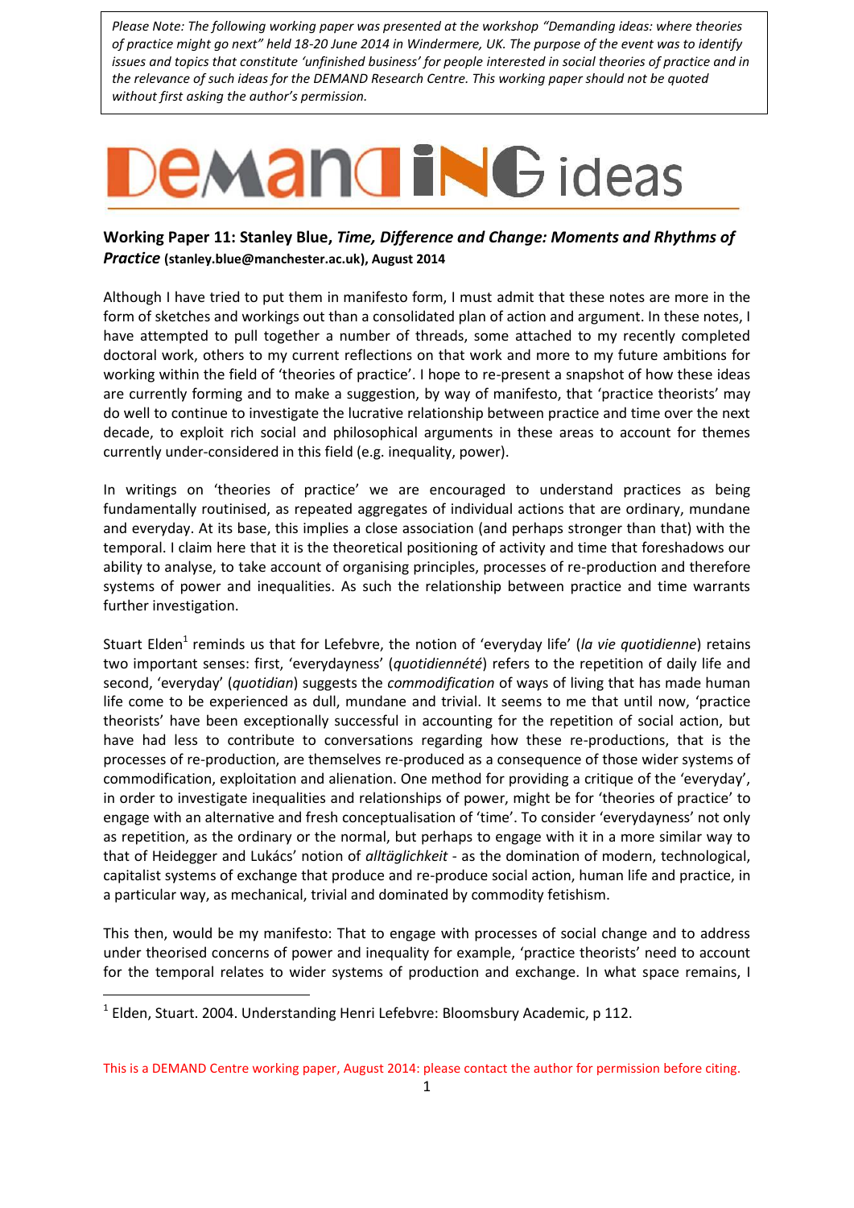*Please Note: The following working paper was presented at the workshop "Demanding ideas: where theories of practice might go next" held 18-20 June 2014 in Windermere, UK. The purpose of the event was to identify issues and topics that constitute 'unfinished business' for people interested in social theories of practice and in the relevance of such ideas for the DEMAND Research Centre. This working paper should not be quoted without first asking the author's permission.*

# DEMANDING ideas

**Working Paper 11: Stanley Blue, *Time, Difference and Change: Moments and Rhythms of Practice*** **(stanley.blue@manchester.ac.uk), August 2014**

Although I have tried to put them in manifesto form, I must admit that these notes are more in the form of sketches and workings out than a consolidated plan of action and argument. In these notes, I have attempted to pull together a number of threads, some attached to my recently completed doctoral work, others to my current reflections on that work and more to my future ambitions for working within the field of 'theories of practice'. I hope to re-present a snapshot of how these ideas are currently forming and to make a suggestion, by way of manifesto, that 'practice theorists' may do well to continue to investigate the lucrative relationship between practice and time over the next decade, to exploit rich social and philosophical arguments in these areas to account for themes currently under-considered in this field (e.g. inequality, power).

In writings on 'theories of practice' we are encouraged to understand practices as being fundamentally routinised, as repeated aggregates of individual actions that are ordinary, mundane and everyday. At its base, this implies a close association (and perhaps stronger than that) with the temporal. I claim here that it is the theoretical positioning of activity and time that foreshadows our ability to analyse, to take account of organising principles, processes of re-production and therefore systems of power and inequalities. As such the relationship between practice and time warrants further investigation.

Stuart Elden[1] reminds us that for Lefebvre, the notion of 'everyday life' (*la vie quotidienne*) retains two important senses: first, 'everydayness' (*quotidienneté*) refers to the repetition of daily life and second, 'everyday' (*quotidian*) suggests the *commodification* of ways of living that has made human life come to be experienced as dull, mundane and trivial. It seems to me that until now, 'practice theorists' have been exceptionally successful in accounting for the repetition of social action, but have had less to contribute to conversations regarding how these re-productions, that is the processes of re-production, are themselves re-produced as a consequence of those wider systems of commodification, exploitation and alienation. One method for providing a critique of the 'everyday', in order to investigate inequalities and relationships of power, might be for 'theories of practice' to engage with an alternative and fresh conceptualisation of 'time'. To consider 'everydayness' not only as repetition, as the ordinary or the normal, but perhaps to engage with it in a more similar way to that of Heidegger and Lukács' notion of *alltäglichkeit* - as the domination of modern, technological, capitalist systems of exchange that produce and re-produce social action, human life and practice, in a particular way, as mechanical, trivial and dominated by commodity fetishism.

This then, would be my manifesto: That to engage with processes of social change and to address under theorised concerns of power and inequality for example, 'practice theorists' need to account for the temporal relates to wider systems of production and exchange. In what space remains, I

[1] Elden, Stuart. 2004. Understanding Henri Lefebvre: Bloomsbury Academic, p 112.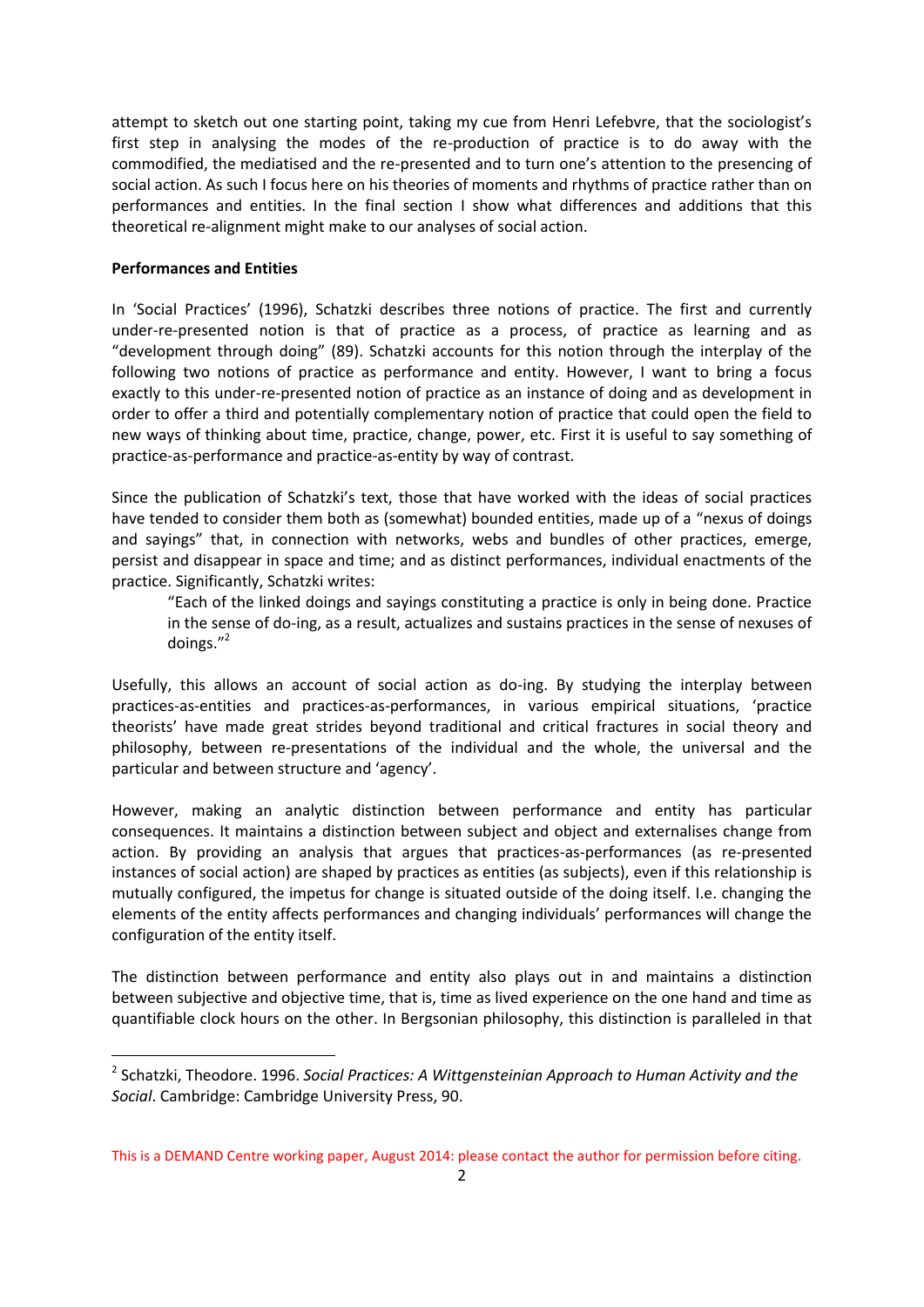attempt to sketch out one starting point, taking my cue from Henri Lefebvre, that the sociologist's first step in analysing the modes of the re-production of practice is to do away with the commodified, the mediatised and the re-presented and to turn one's attention to the presencing of social action. As such I focus here on his theories of moments and rhythms of practice rather than on performances and entities. In the final section I show what differences and additions that this theoretical re-alignment might make to our analyses of social action.

**Performances and Entities**

In 'Social Practices' (1996), Schatzki describes three notions of practice. The first and currently under-re-presented notion is that of practice as a process, of practice as learning and as "development through doing" (89). Schatzki accounts for this notion through the interplay of the following two notions of practice as performance and entity. However, I want to bring a focus exactly to this under-re-presented notion of practice as an instance of doing and as development in order to offer a third and potentially complementary notion of practice that could open the field to new ways of thinking about time, practice, change, power, etc. First it is useful to say something of practice-as-performance and practice-as-entity by way of contrast.

Since the publication of Schatzki's text, those that have worked with the ideas of social practices have tended to consider them both as (somewhat) bounded entities, made up of a "nexus of doings and sayings" that, in connection with networks, webs and bundles of other practices, emerge, persist and disappear in space and time; and as distinct performances, individual enactments of the practice. Significantly, Schatzki writes:

> "Each of the linked doings and sayings constituting a practice is only in being done. Practice in the sense of do-ing, as a result, actualizes and sustains practices in the sense of nexuses of doings."[2]

Usefully, this allows an account of social action as do-ing. By studying the interplay between practices-as-entities and practices-as-performances, in various empirical situations, 'practice theorists' have made great strides beyond traditional and critical fractures in social theory and philosophy, between re-presentations of the individual and the whole, the universal and the particular and between structure and 'agency'.

However, making an analytic distinction between performance and entity has particular consequences. It maintains a distinction between subject and object and externalises change from action. By providing an analysis that argues that practices-as-performances (as re-presented instances of social action) are shaped by practices as entities (as subjects), even if this relationship is mutually configured, the impetus for change is situated outside of the doing itself. I.e. changing the elements of the entity affects performances and changing individuals' performances will change the configuration of the entity itself.

The distinction between performance and entity also plays out in and maintains a distinction between subjective and objective time, that is, time as lived experience on the one hand and time as quantifiable clock hours on the other. In Bergsonian philosophy, this distinction is paralleled in that

[2] Schatzki, Theodore. 1996. *Social Practices: A Wittgensteinian Approach to Human Activity and the Social*. Cambridge: Cambridge University Press, 90.

This is a DEMAND Centre working paper, August 2014: please contact the author for permission before citing.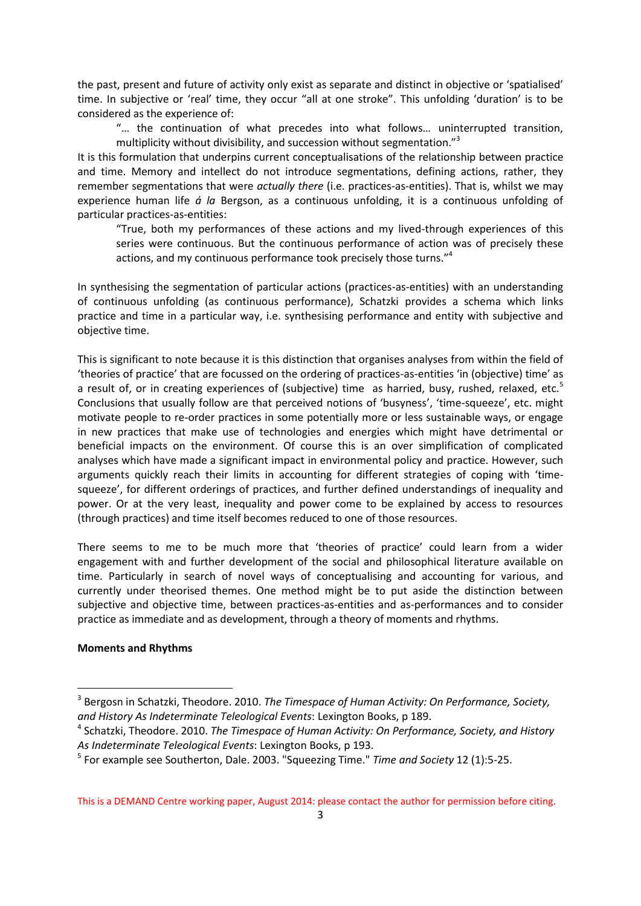the past, present and future of activity only exist as separate and distinct in objective or 'spatialised' time. In subjective or 'real' time, they occur "all at one stroke". This unfolding 'duration' is to be considered as the experience of:

> "… the continuation of what precedes into what follows… uninterrupted transition, multiplicity without divisibility, and succession without segmentation."[3]

It is this formulation that underpins current conceptualisations of the relationship between practice and time. Memory and intellect do not introduce segmentations, defining actions, rather, they remember segmentations that were *actually there* (i.e. practices-as-entities). That is, whilst we may experience human life *á la* Bergson, as a continuous unfolding, it is a continuous unfolding of particular practices-as-entities:

> "True, both my performances of these actions and my lived-through experiences of this series were continuous. But the continuous performance of action was of precisely these actions, and my continuous performance took precisely those turns."[4]

In synthesising the segmentation of particular actions (practices-as-entities) with an understanding of continuous unfolding (as continuous performance), Schatzki provides a schema which links practice and time in a particular way, i.e. synthesising performance and entity with subjective and objective time.

This is significant to note because it is this distinction that organises analyses from within the field of 'theories of practice' that are focussed on the ordering of practices-as-entities 'in (objective) time' as a result of, or in creating experiences of (subjective) time as harried, busy, rushed, relaxed, etc.[5] Conclusions that usually follow are that perceived notions of 'busyness', 'time-squeeze', etc. might motivate people to re-order practices in some potentially more or less sustainable ways, or engage in new practices that make use of technologies and energies which might have detrimental or beneficial impacts on the environment. Of course this is an over simplification of complicated analyses which have made a significant impact in environmental policy and practice. However, such arguments quickly reach their limits in accounting for different strategies of coping with 'time-squeeze', for different orderings of practices, and further defined understandings of inequality and power. Or at the very least, inequality and power come to be explained by access to resources (through practices) and time itself becomes reduced to one of those resources.

There seems to me to be much more that 'theories of practice' could learn from a wider engagement with and further development of the social and philosophical literature available on time. Particularly in search of novel ways of conceptualising and accounting for various, and currently under theorised themes. One method might be to put aside the distinction between subjective and objective time, between practices-as-entities and as-performances and to consider practice as immediate and as development, through a theory of moments and rhythms.

**Moments and Rhythms**

---

[3] Bergosn in Schatzki, Theodore. 2010. *The Timespace of Human Activity: On Performance, Society, and History As Indeterminate Teleological Events*: Lexington Books, p 189.

[4] Schatzki, Theodore. 2010. *The Timespace of Human Activity: On Performance, Society, and History As Indeterminate Teleological Events*: Lexington Books, p 193.

[5] For example see Southerton, Dale. 2003. "Squeezing Time." *Time and Society* 12 (1):5-25.

This is a DEMAND Centre working paper, August 2014: please contact the author for permission before citing.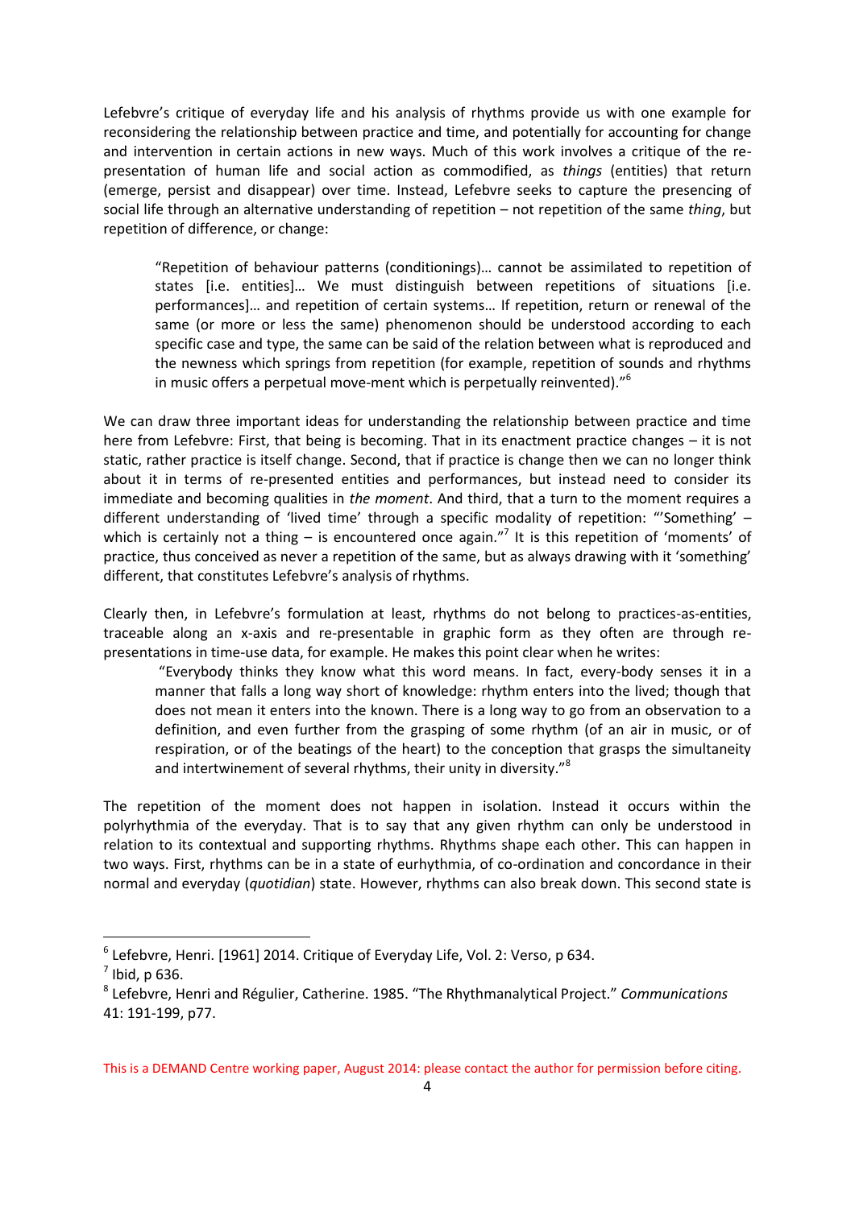Lefebvre's critique of everyday life and his analysis of rhythms provide us with one example for reconsidering the relationship between practice and time, and potentially for accounting for change and intervention in certain actions in new ways. Much of this work involves a critique of the re-presentation of human life and social action as commodified, as *things* (entities) that return (emerge, persist and disappear) over time. Instead, Lefebvre seeks to capture the presencing of social life through an alternative understanding of repetition – not repetition of the same *thing*, but repetition of difference, or change:

> "Repetition of behaviour patterns (conditionings)… cannot be assimilated to repetition of states [i.e. entities]… We must distinguish between repetitions of situations [i.e. performances]… and repetition of certain systems… If repetition, return or renewal of the same (or more or less the same) phenomenon should be understood according to each specific case and type, the same can be said of the relation between what is reproduced and the newness which springs from repetition (for example, repetition of sounds and rhythms in music offers a perpetual move-ment which is perpetually reinvented)."[6]

We can draw three important ideas for understanding the relationship between practice and time here from Lefebvre: First, that being is becoming. That in its enactment practice changes – it is not static, rather practice is itself change. Second, that if practice is change then we can no longer think about it in terms of re-presented entities and performances, but instead need to consider its immediate and becoming qualities in *the moment*. And third, that a turn to the moment requires a different understanding of 'lived time' through a specific modality of repetition: "'Something' – which is certainly not a thing – is encountered once again."[7] It is this repetition of 'moments' of practice, thus conceived as never a repetition of the same, but as always drawing with it 'something' different, that constitutes Lefebvre's analysis of rhythms.

Clearly then, in Lefebvre's formulation at least, rhythms do not belong to practices-as-entities, traceable along an x-axis and re-presentable in graphic form as they often are through re-presentations in time-use data, for example. He makes this point clear when he writes:

> "Everybody thinks they know what this word means. In fact, every-body senses it in a manner that falls a long way short of knowledge: rhythm enters into the lived; though that does not mean it enters into the known. There is a long way to go from an observation to a definition, and even further from the grasping of some rhythm (of an air in music, or of respiration, or of the beatings of the heart) to the conception that grasps the simultaneity and intertwinement of several rhythms, their unity in diversity."[8]

The repetition of the moment does not happen in isolation. Instead it occurs within the polyrhythmia of the everyday. That is to say that any given rhythm can only be understood in relation to its contextual and supporting rhythms. Rhythms shape each other. This can happen in two ways. First, rhythms can be in a state of eurhythmia, of co-ordination and concordance in their normal and everyday (*quotidian*) state. However, rhythms can also break down. This second state is

---

[6] Lefebvre, Henri. [1961] 2014. Critique of Everyday Life, Vol. 2: Verso, p 634.

[7] Ibid, p 636.

[8] Lefebvre, Henri and Régulier, Catherine. 1985. "The Rhythmanalytical Project." *Communications* 41: 191-199, p77.

This is a DEMAND Centre working paper, August 2014: please contact the author for permission before citing.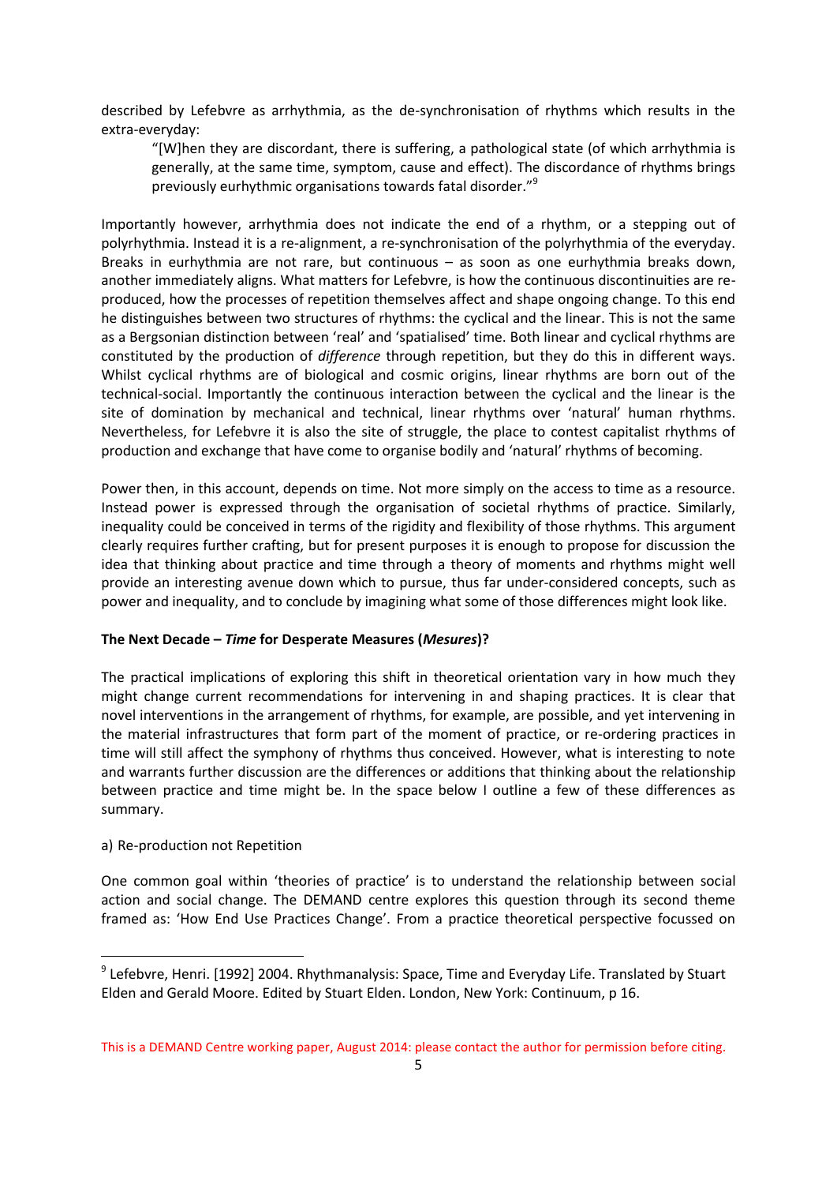described by Lefebvre as arrhythmia, as the de-synchronisation of rhythms which results in the extra-everyday:

> "[W]hen they are discordant, there is suffering, a pathological state (of which arrhythmia is generally, at the same time, symptom, cause and effect). The discordance of rhythms brings previously eurhythmic organisations towards fatal disorder."[9]

Importantly however, arrhythmia does not indicate the end of a rhythm, or a stepping out of polyrhythmia. Instead it is a re-alignment, a re-synchronisation of the polyrhythmia of the everyday. Breaks in eurhythmia are not rare, but continuous – as soon as one eurhythmia breaks down, another immediately aligns. What matters for Lefebvre, is how the continuous discontinuities are re-produced, how the processes of repetition themselves affect and shape ongoing change. To this end he distinguishes between two structures of rhythms: the cyclical and the linear. This is not the same as a Bergsonian distinction between 'real' and 'spatialised' time. Both linear and cyclical rhythms are constituted by the production of *difference* through repetition, but they do this in different ways. Whilst cyclical rhythms are of biological and cosmic origins, linear rhythms are born out of the technical-social. Importantly the continuous interaction between the cyclical and the linear is the site of domination by mechanical and technical, linear rhythms over 'natural' human rhythms. Nevertheless, for Lefebvre it is also the site of struggle, the place to contest capitalist rhythms of production and exchange that have come to organise bodily and 'natural' rhythms of becoming.

Power then, in this account, depends on time. Not more simply on the access to time as a resource. Instead power is expressed through the organisation of societal rhythms of practice. Similarly, inequality could be conceived in terms of the rigidity and flexibility of those rhythms. This argument clearly requires further crafting, but for present purposes it is enough to propose for discussion the idea that thinking about practice and time through a theory of moments and rhythms might well provide an interesting avenue down which to pursue, thus far under-considered concepts, such as power and inequality, and to conclude by imagining what some of those differences might look like.

## The Next Decade – *Time* for Desperate Measures (*Mesures*)?

The practical implications of exploring this shift in theoretical orientation vary in how much they might change current recommendations for intervening in and shaping practices. It is clear that novel interventions in the arrangement of rhythms, for example, are possible, and yet intervening in the material infrastructures that form part of the moment of practice, or re-ordering practices in time will still affect the symphony of rhythms thus conceived. However, what is interesting to note and warrants further discussion are the differences or additions that thinking about the relationship between practice and time might be. In the space below I outline a few of these differences as summary.

a) Re-production not Repetition

One common goal within 'theories of practice' is to understand the relationship between social action and social change. The DEMAND centre explores this question through its second theme framed as: 'How End Use Practices Change'. From a practice theoretical perspective focussed on

[9] Lefebvre, Henri. [1992] 2004. Rhythmanalysis: Space, Time and Everyday Life. Translated by Stuart Elden and Gerald Moore. Edited by Stuart Elden. London, New York: Continuum, p 16.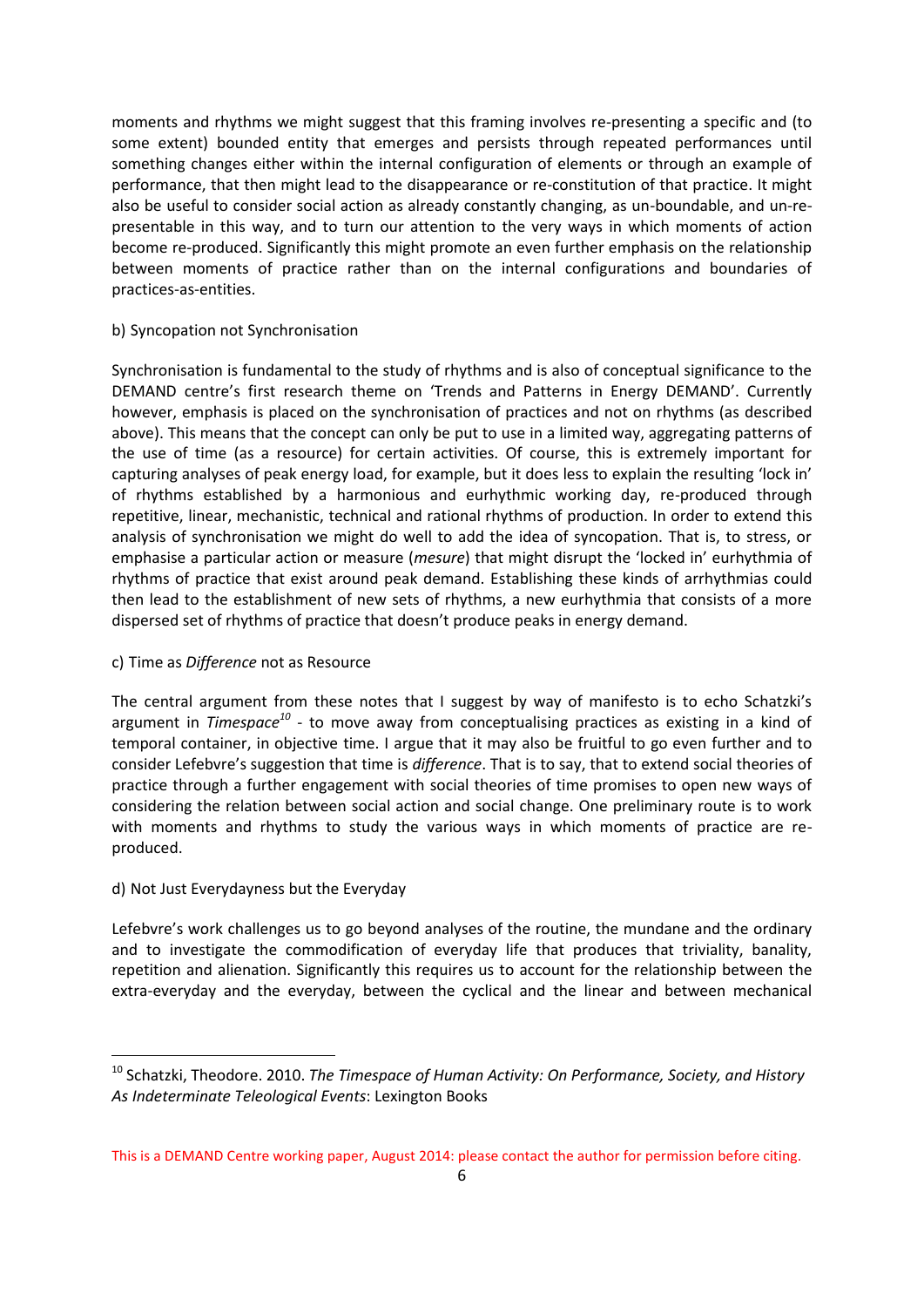moments and rhythms we might suggest that this framing involves re-presenting a specific and (to some extent) bounded entity that emerges and persists through repeated performances until something changes either within the internal configuration of elements or through an example of performance, that then might lead to the disappearance or re-constitution of that practice. It might also be useful to consider social action as already constantly changing, as un-boundable, and un-re-presentable in this way, and to turn our attention to the very ways in which moments of action become re-produced. Significantly this might promote an even further emphasis on the relationship between moments of practice rather than on the internal configurations and boundaries of practices-as-entities.

b) Syncopation not Synchronisation

Synchronisation is fundamental to the study of rhythms and is also of conceptual significance to the DEMAND centre's first research theme on 'Trends and Patterns in Energy DEMAND'. Currently however, emphasis is placed on the synchronisation of practices and not on rhythms (as described above). This means that the concept can only be put to use in a limited way, aggregating patterns of the use of time (as a resource) for certain activities. Of course, this is extremely important for capturing analyses of peak energy load, for example, but it does less to explain the resulting 'lock in' of rhythms established by a harmonious and eurhythmic working day, re-produced through repetitive, linear, mechanistic, technical and rational rhythms of production. In order to extend this analysis of synchronisation we might do well to add the idea of syncopation. That is, to stress, or emphasise a particular action or measure (*mesure*) that might disrupt the 'locked in' eurhythmia of rhythms of practice that exist around peak demand. Establishing these kinds of arrhythmias could then lead to the establishment of new sets of rhythms, a new eurhythmia that consists of a more dispersed set of rhythms of practice that doesn't produce peaks in energy demand.

c) Time as *Difference* not as Resource

The central argument from these notes that I suggest by way of manifesto is to echo Schatzki's argument in *Timespace*[10] - to move away from conceptualising practices as existing in a kind of temporal container, in objective time. I argue that it may also be fruitful to go even further and to consider Lefebvre's suggestion that time is *difference*. That is to say, that to extend social theories of practice through a further engagement with social theories of time promises to open new ways of considering the relation between social action and social change. One preliminary route is to work with moments and rhythms to study the various ways in which moments of practice are re-produced.

d) Not Just Everydayness but the Everyday

Lefebvre's work challenges us to go beyond analyses of the routine, the mundane and the ordinary and to investigate the commodification of everyday life that produces that triviality, banality, repetition and alienation. Significantly this requires us to account for the relationship between the extra-everyday and the everyday, between the cyclical and the linear and between mechanical

[10] Schatzki, Theodore. 2010. *The Timespace of Human Activity: On Performance, Society, and History As Indeterminate Teleological Events*: Lexington Books

This is a DEMAND Centre working paper, August 2014: please contact the author for permission before citing.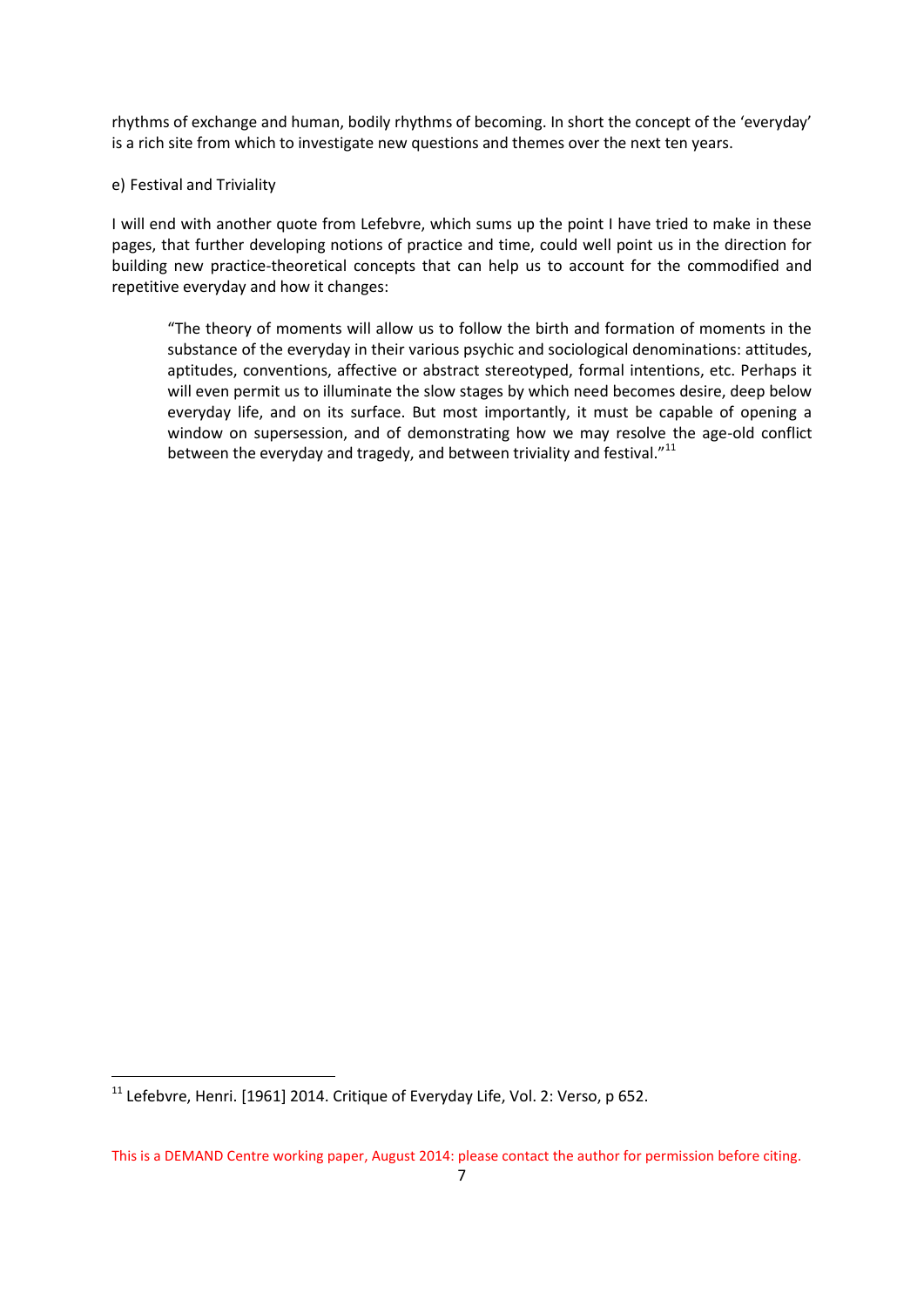rhythms of exchange and human, bodily rhythms of becoming. In short the concept of the 'everyday' is a rich site from which to investigate new questions and themes over the next ten years.

e) Festival and Triviality

I will end with another quote from Lefebvre, which sums up the point I have tried to make in these pages, that further developing notions of practice and time, could well point us in the direction for building new practice-theoretical concepts that can help us to account for the commodified and repetitive everyday and how it changes:

> "The theory of moments will allow us to follow the birth and formation of moments in the substance of the everyday in their various psychic and sociological denominations: attitudes, aptitudes, conventions, affective or abstract stereotyped, formal intentions, etc. Perhaps it will even permit us to illuminate the slow stages by which need becomes desire, deep below everyday life, and on its surface. But most importantly, it must be capable of opening a window on supersession, and of demonstrating how we may resolve the age-old conflict between the everyday and tragedy, and between triviality and festival."[11]

[11] Lefebvre, Henri. [1961] 2014. Critique of Everyday Life, Vol. 2: Verso, p 652.

This is a DEMAND Centre working paper, August 2014: please contact the author for permission before citing.